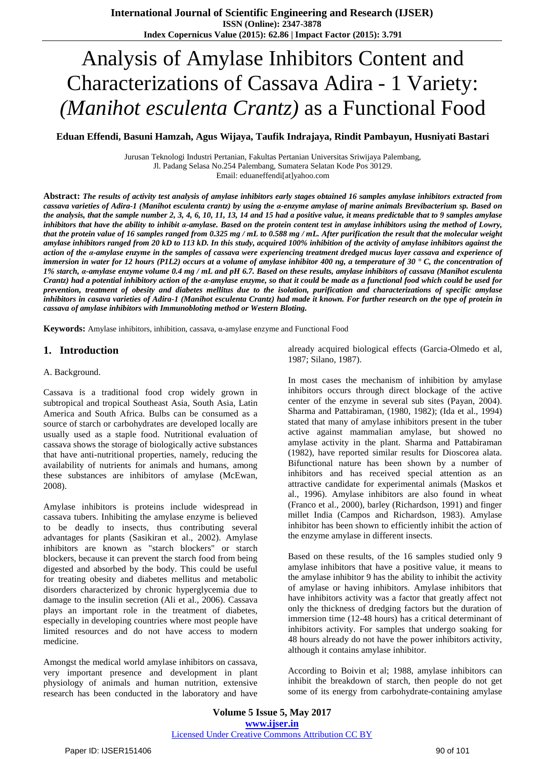# Analysis of Amylase Inhibitors Content and Characterizations of Cassava Adira - 1 Variety: *(Manihot esculenta Crantz)* as a Functional Food

**Eduan Effendi, Basuni Hamzah, Agus Wijaya, Taufik Indrajaya, Rindit Pambayun, Husniyati Bastari**

Jurusan Teknologi Industri Pertanian, Fakultas Pertanian Universitas Sriwijaya Palembang,
Jl. Padang Selasa No.254 Palembang, Sumatera Selatan Kode Pos 30129.
Email: eduaneffendi[at]yahoo.com

**Abstract:** ***The results of activity test analysis of amylase inhibitors early stages obtained 16 samples amylase inhibitors extracted from cassava varieties of Adira-1 (Manihot esculenta crantz) by using the α-enzyme amylase of marine animals Brevibacterium sp. Based on the analysis, that the sample number 2, 3, 4, 6, 10, 11, 13, 14 and 15 had a positive value, it means predictable that to 9 samples amylase inhibitors that have the ability to inhibit α-amylase. Based on the protein content test in amylase inhibitors using the method of Lowry, that the protein value of 16 samples ranged from 0.325 mg / mL to 0.588 mg / mL. After purification the result that the molecular weight amylase inhibitors ranged from 20 kD to 113 kD. In this study, acquired 100% inhibition of the activity of amylase inhibitors against the action of the α-amylase enzyme in the samples of cassava were experiencing treatment dredged mucus layer cassava and experience of immersion in water for 12 hours (P1L2) occurs at a volume of amylase inhibitor 400 ng, a temperature of 30 ° C, the concentration of 1% starch, α-amylase enzyme volume 0.4 mg / mL and pH 6.7. Based on these results, amylase inhibitors of cassava (Manihot esculenta Crantz) had a potential inhibitory action of the α-amylase enzyme, so that it could be made as a functional food which could be used for prevention, treatment of obesity and diabetes mellitus due to the isolation, purification and characterizations of specific amylase inhibitors in casava varieties of Adira-1 (Manihot esculenta Crantz) had made it known. For further research on the type of protein in cassava of amylase inhibitors with Immunobloting method or Western Bloting.***

**Keywords:** Amylase inhibitors, inhibition, cassava, α-amylase enzyme and Functional Food

## 1. Introduction

A. Background.

Cassava is a traditional food crop widely grown in subtropical and tropical Southeast Asia, South Asia, Latin America and South Africa. Bulbs can be consumed as a source of starch or carbohydrates are developed locally are usually used as a staple food. Nutritional evaluation of cassava shows the storage of biologically active substances that have anti-nutritional properties, namely, reducing the availability of nutrients for animals and humans, among these substances are inhibitors of amylase (McEwan, 2008).

Amylase inhibitors is proteins include widespread in cassava tubers. Inhibiting the amylase enzyme is believed to be deadly to insects, thus contributing several advantages for plants (Sasikiran et al., 2002). Amylase inhibitors are known as "starch blockers" or starch blockers, because it can prevent the starch food from being digested and absorbed by the body. This could be useful for treating obesity and diabetes mellitus and metabolic disorders characterized by chronic hyperglycemia due to damage to the insulin secretion (Ali et al., 2006). Cassava plays an important role in the treatment of diabetes, especially in developing countries where most people have limited resources and do not have access to modern medicine.

Amongst the medical world amylase inhibitors on cassava, very important presence and development in plant physiology of animals and human nutrition, extensive research has been conducted in the laboratory and have already acquired biological effects (Garcia-Olmedo et al, 1987; Silano, 1987).

In most cases the mechanism of inhibition by amylase inhibitors occurs through direct blockage of the active center of the enzyme in several sub sites (Payan, 2004). Sharma and Pattabiraman, (1980, 1982); (Ida et al., 1994) stated that many of amylase inhibitors present in the tuber active against mammalian amylase, but showed no amylase activity in the plant. Sharma and Pattabiraman (1982), have reported similar results for Dioscorea alata. Bifunctional nature has been shown by a number of inhibitors and has received special attention as an attractive candidate for experimental animals (Maskos et al., 1996). Amylase inhibitors are also found in wheat (Franco et al., 2000), barley (Richardson, 1991) and finger millet India (Campos and Richardson, 1983). Amylase inhibitor has been shown to efficiently inhibit the action of the enzyme amylase in different insects.

Based on these results, of the 16 samples studied only 9 amylase inhibitors that have a positive value, it means to the amylase inhibitor 9 has the ability to inhibit the activity of amylase or having inhibitors. Amylase inhibitors that have inhibitors activity was a factor that greatly affect not only the thickness of dredging factors but the duration of immersion time (12-48 hours) has a critical determinant of inhibitors activity. For samples that undergo soaking for 48 hours already do not have the power inhibitors activity, although it contains amylase inhibitor.

According to Boivin et al; 1988, amylase inhibitors can inhibit the breakdown of starch, then people do not get some of its energy from carbohydrate-containing amylase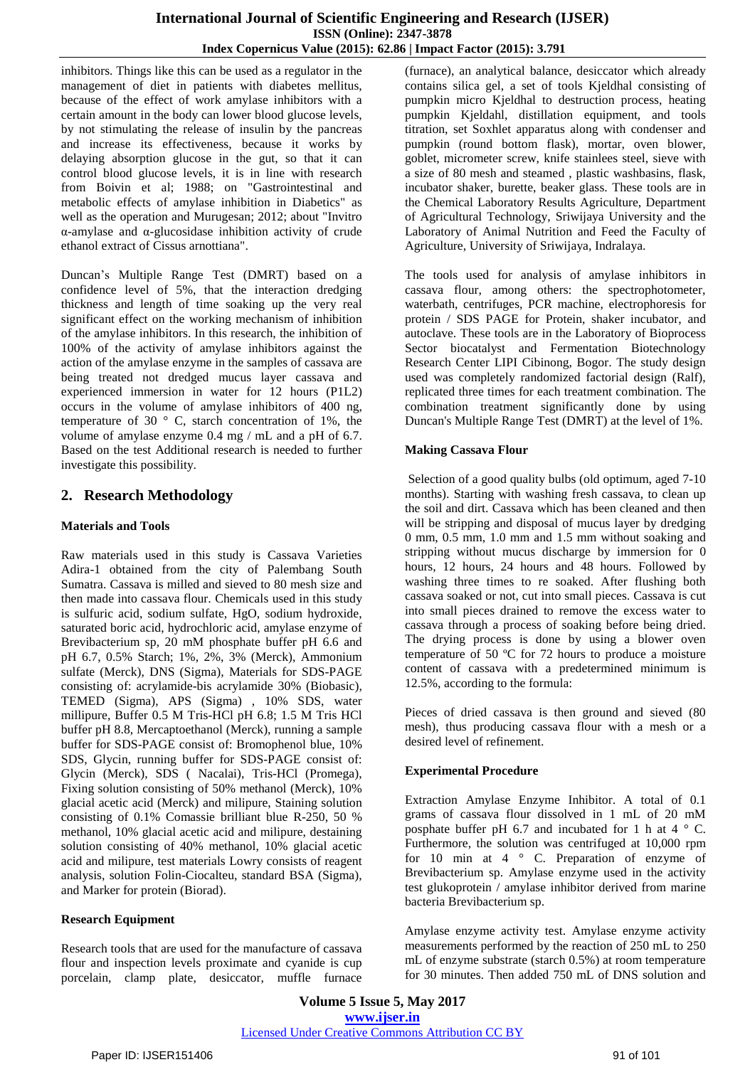inhibitors. Things like this can be used as a regulator in the management of diet in patients with diabetes mellitus, because of the effect of work amylase inhibitors with a certain amount in the body can lower blood glucose levels, by not stimulating the release of insulin by the pancreas and increase its effectiveness, because it works by delaying absorption glucose in the gut, so that it can control blood glucose levels, it is in line with research from Boivin et al; 1988; on "Gastrointestinal and metabolic effects of amylase inhibition in Diabetics" as well as the operation and Murugesan; 2012; about "Invitro α-amylase and α-glucosidase inhibition activity of crude ethanol extract of Cissus arnottiana".

Duncan's Multiple Range Test (DMRT) based on a confidence level of 5%, that the interaction dredging thickness and length of time soaking up the very real significant effect on the working mechanism of inhibition of the amylase inhibitors. In this research, the inhibition of 100% of the activity of amylase inhibitors against the action of the amylase enzyme in the samples of cassava are being treated not dredged mucus layer cassava and experienced immersion in water for 12 hours (P1L2) occurs in the volume of amylase inhibitors of 400 ng, temperature of 30 ° C, starch concentration of 1%, the volume of amylase enzyme 0.4 mg / mL and a pH of 6.7. Based on the test Additional research is needed to further investigate this possibility.

## 2. Research Methodology

### Materials and Tools

Raw materials used in this study is Cassava Varieties Adira-1 obtained from the city of Palembang South Sumatra. Cassava is milled and sieved to 80 mesh size and then made into cassava flour. Chemicals used in this study is sulfuric acid, sodium sulfate, HgO, sodium hydroxide, saturated boric acid, hydrochloric acid, amylase enzyme of Brevibacterium sp, 20 mM phosphate buffer pH 6.6 and pH 6.7, 0.5% Starch; 1%, 2%, 3% (Merck), Ammonium sulfate (Merck), DNS (Sigma), Materials for SDS-PAGE consisting of: acrylamide-bis acrylamide 30% (Biobasic), TEMED (Sigma), APS (Sigma) , 10% SDS, water millipure, Buffer 0.5 M Tris-HCl pH 6.8; 1.5 M Tris HCl buffer pH 8.8, Mercaptoethanol (Merck), running a sample buffer for SDS-PAGE consist of: Bromophenol blue, 10% SDS, Glycin, running buffer for SDS-PAGE consist of: Glycin (Merck), SDS ( Nacalai), Tris-HCl (Promega), Fixing solution consisting of 50% methanol (Merck), 10% glacial acetic acid (Merck) and milipure, Staining solution consisting of 0.1% Comassie brilliant blue R-250, 50 % methanol, 10% glacial acetic acid and milipure, destaining solution consisting of 40% methanol, 10% glacial acetic acid and milipure, test materials Lowry consists of reagent analysis, solution Folin-Ciocalteu, standard BSA (Sigma), and Marker for protein (Biorad).

### Research Equipment

Research tools that are used for the manufacture of cassava flour and inspection levels proximate and cyanide is cup porcelain, clamp plate, desiccator, muffle furnace (furnace), an analytical balance, desiccator which already contains silica gel, a set of tools Kjeldhal consisting of pumpkin micro Kjeldhal to destruction process, heating pumpkin Kjeldahl, distillation equipment, and tools titration, set Soxhlet apparatus along with condenser and pumpkin (round bottom flask), mortar, oven blower, goblet, micrometer screw, knife stainlees steel, sieve with a size of 80 mesh and steamed , plastic washbasins, flask, incubator shaker, burette, beaker glass. These tools are in the Chemical Laboratory Results Agriculture, Department of Agricultural Technology, Sriwijaya University and the Laboratory of Animal Nutrition and Feed the Faculty of Agriculture, University of Sriwijaya, Indralaya.

The tools used for analysis of amylase inhibitors in cassava flour, among others: the spectrophotometer, waterbath, centrifuges, PCR machine, electrophoresis for protein / SDS PAGE for Protein, shaker incubator, and autoclave. These tools are in the Laboratory of Bioprocess Sector biocatalyst and Fermentation Biotechnology Research Center LIPI Cibinong, Bogor. The study design used was completely randomized factorial design (Ralf), replicated three times for each treatment combination. The combination treatment significantly done by using Duncan's Multiple Range Test (DMRT) at the level of 1%.

### Making Cassava Flour

Selection of a good quality bulbs (old optimum, aged 7-10 months). Starting with washing fresh cassava, to clean up the soil and dirt. Cassava which has been cleaned and then will be stripping and disposal of mucus layer by dredging 0 mm, 0.5 mm, 1.0 mm and 1.5 mm without soaking and stripping without mucus discharge by immersion for 0 hours, 12 hours, 24 hours and 48 hours. Followed by washing three times to re soaked. After flushing both cassava soaked or not, cut into small pieces. Cassava is cut into small pieces drained to remove the excess water to cassava through a process of soaking before being dried. The drying process is done by using a blower oven temperature of 50 ºC for 72 hours to produce a moisture content of cassava with a predetermined minimum is 12.5%, according to the formula:

Pieces of dried cassava is then ground and sieved (80 mesh), thus producing cassava flour with a mesh or a desired level of refinement.

### Experimental Procedure

Extraction Amylase Enzyme Inhibitor. A total of 0.1 grams of cassava flour dissolved in 1 mL of 20 mM posphate buffer pH 6.7 and incubated for 1 h at 4 ° C. Furthermore, the solution was centrifuged at 10,000 rpm for 10 min at 4 ° C. Preparation of enzyme of Brevibacterium sp. Amylase enzyme used in the activity test glukoprotein / amylase inhibitor derived from marine bacteria Brevibacterium sp.

Amylase enzyme activity test. Amylase enzyme activity measurements performed by the reaction of 250 mL to 250 mL of enzyme substrate (starch 0.5%) at room temperature for 30 minutes. Then added 750 mL of DNS solution and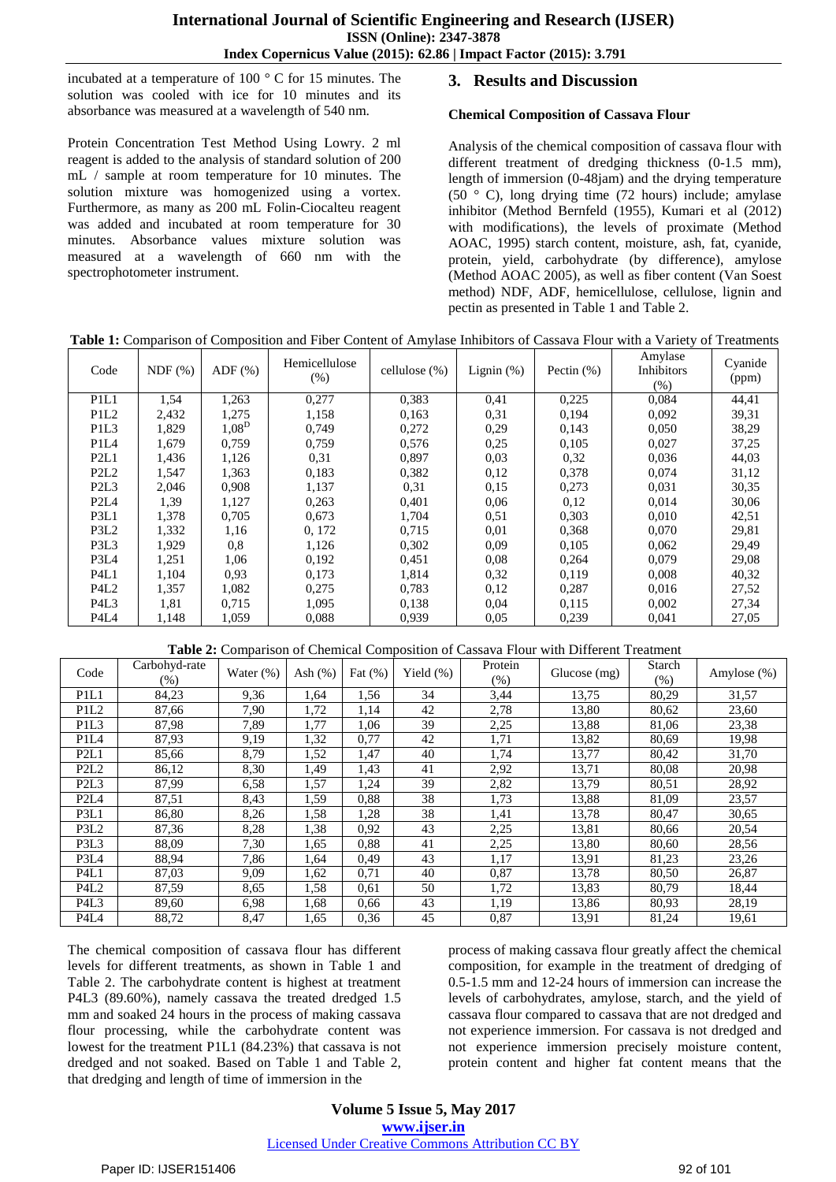incubated at a temperature of 100 ° C for 15 minutes. The solution was cooled with ice for 10 minutes and its absorbance was measured at a wavelength of 540 nm.

Protein Concentration Test Method Using Lowry. 2 ml reagent is added to the analysis of standard solution of 200 mL / sample at room temperature for 10 minutes. The solution mixture was homogenized using a vortex. Furthermore, as many as 200 mL Folin-Ciocalteu reagent was added and incubated at room temperature for 30 minutes. Absorbance values mixture solution was measured at a wavelength of 660 nm with the spectrophotometer instrument.

## 3. Results and Discussion

### Chemical Composition of Cassava Flour

Analysis of the chemical composition of cassava flour with different treatment of dredging thickness (0-1.5 mm), length of immersion (0-48jam) and the drying temperature (50 ° C), long drying time (72 hours) include; amylase inhibitor (Method Bernfeld (1955), Kumari et al (2012) with modifications), the levels of proximate (Method AOAC, 1995) starch content, moisture, ash, fat, cyanide, protein, yield, carbohydrate (by difference), amylose (Method AOAC 2005), as well as fiber content (Van Soest method) NDF, ADF, hemicellulose, cellulose, lignin and pectin as presented in Table 1 and Table 2.

**Table 1:** Comparison of Composition and Fiber Content of Amylase Inhibitors of Cassava Flour with a Variety of Treatments

| Code | NDF (%) | ADF (%) | Hemicellulose (%) | cellulose (%) | Lignin (%) | Pectin (%) | Amylase Inhibitors (%) | Cyanide (ppm) |
|---|---|---|---|---|---|---|---|---|
| P1L1 | 1,54 | 1,263 | 0,277 | 0,383 | 0,41 | 0,225 | 0,084 | 44,41 |
| P1L2 | 2,432 | 1,275 | 1,158 | 0,163 | 0,31 | 0,194 | 0,092 | 39,31 |
| P1L3 | 1,829 | $1{,}08^{D}$ | 0,749 | 0,272 | 0,29 | 0,143 | 0,050 | 38,29 |
| P1L4 | 1,679 | 0,759 | 0,759 | 0,576 | 0,25 | 0,105 | 0,027 | 37,25 |
| P2L1 | 1,436 | 1,126 | 0,31 | 0,897 | 0,03 | 0,32 | 0,036 | 44,03 |
| P2L2 | 1,547 | 1,363 | 0,183 | 0,382 | 0,12 | 0,378 | 0,074 | 31,12 |
| P2L3 | 2,046 | 0,908 | 1,137 | 0,31 | 0,15 | 0,273 | 0,031 | 30,35 |
| P2L4 | 1,39 | 1,127 | 0,263 | 0,401 | 0,06 | 0,12 | 0,014 | 30,06 |
| P3L1 | 1,378 | 0,705 | 0,673 | 1,704 | 0,51 | 0,303 | 0,010 | 42,51 |
| P3L2 | 1,332 | 1,16 | 0, 172 | 0,715 | 0,01 | 0,368 | 0,070 | 29,81 |
| P3L3 | 1,929 | 0,8 | 1,126 | 0,302 | 0,09 | 0,105 | 0,062 | 29,49 |
| P3L4 | 1,251 | 1,06 | 0,192 | 0,451 | 0,08 | 0,264 | 0,079 | 29,08 |
| P4L1 | 1,104 | 0,93 | 0,173 | 1,814 | 0,32 | 0,119 | 0,008 | 40,32 |
| P4L2 | 1,357 | 1,082 | 0,275 | 0,783 | 0,12 | 0,287 | 0,016 | 27,52 |
| P4L3 | 1,81 | 0,715 | 1,095 | 0,138 | 0,04 | 0,115 | 0,002 | 27,34 |
| P4L4 | 1,148 | 1,059 | 0,088 | 0,939 | 0,05 | 0,239 | 0,041 | 27,05 |

**Table 2:** Comparison of Chemical Composition of Cassava Flour with Different Treatment

| Code | Carbohyd-rate (%) | Water (%) | Ash (%) | Fat (%) | Yield (%) | Protein (%) | Glucose (mg) | Starch (%) | Amylose (%) |
|---|---|---|---|---|---|---|---|---|---|
| P1L1 | 84,23 | 9,36 | 1,64 | 1,56 | 34 | 3,44 | 13,75 | 80,29 | 31,57 |
| P1L2 | 87,66 | 7,90 | 1,72 | 1,14 | 42 | 2,78 | 13,80 | 80,62 | 23,60 |
| P1L3 | 87,98 | 7,89 | 1,77 | 1,06 | 39 | 2,25 | 13,88 | 81,06 | 23,38 |
| P1L4 | 87,93 | 9,19 | 1,32 | 0,77 | 42 | 1,71 | 13,82 | 80,69 | 19,98 |
| P2L1 | 85,66 | 8,79 | 1,52 | 1,47 | 40 | 1,74 | 13,77 | 80,42 | 31,70 |
| P2L2 | 86,12 | 8,30 | 1,49 | 1,43 | 41 | 2,92 | 13,71 | 80,08 | 20,98 |
| P2L3 | 87,99 | 6,58 | 1,57 | 1,24 | 39 | 2,82 | 13,79 | 80,51 | 28,92 |
| P2L4 | 87,51 | 8,43 | 1,59 | 0,88 | 38 | 1,73 | 13,88 | 81,09 | 23,57 |
| P3L1 | 86,80 | 8,26 | 1,58 | 1,28 | 38 | 1,41 | 13,78 | 80,47 | 30,65 |
| P3L2 | 87,36 | 8,28 | 1,38 | 0,92 | 43 | 2,25 | 13,81 | 80,66 | 20,54 |
| P3L3 | 88,09 | 7,30 | 1,65 | 0,88 | 41 | 2,25 | 13,80 | 80,60 | 28,56 |
| P3L4 | 88,94 | 7,86 | 1,64 | 0,49 | 43 | 1,17 | 13,91 | 81,23 | 23,26 |
| P4L1 | 87,03 | 9,09 | 1,62 | 0,71 | 40 | 0,87 | 13,78 | 80,50 | 26,87 |
| P4L2 | 87,59 | 8,65 | 1,58 | 0,61 | 50 | 1,72 | 13,83 | 80,79 | 18,44 |
| P4L3 | 89,60 | 6,98 | 1,68 | 0,66 | 43 | 1,19 | 13,86 | 80,93 | 28,19 |
| P4L4 | 88,72 | 8,47 | 1,65 | 0,36 | 45 | 0,87 | 13,91 | 81,24 | 19,61 |

The chemical composition of cassava flour has different levels for different treatments, as shown in Table 1 and Table 2. The carbohydrate content is highest at treatment P4L3 (89.60%), namely cassava the treated dredged 1.5 mm and soaked 24 hours in the process of making cassava flour processing, while the carbohydrate content was lowest for the treatment P1L1 (84.23%) that cassava is not dredged and not soaked. Based on Table 1 and Table 2, that dredging and length of time of immersion in the process of making cassava flour greatly affect the chemical composition, for example in the treatment of dredging of 0.5-1.5 mm and 12-24 hours of immersion can increase the levels of carbohydrates, amylose, starch, and the yield of cassava flour compared to cassava that are not dredged and not experience immersion. For cassava is not dredged and not experience immersion precisely moisture content, protein content and higher fat content means that the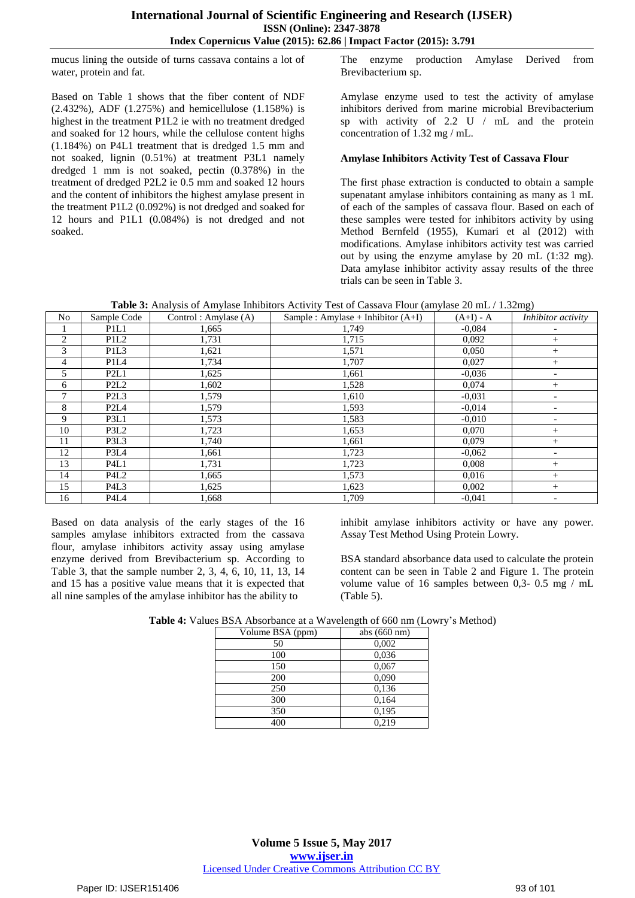mucus lining the outside of turns cassava contains a lot of water, protein and fat.

Based on Table 1 shows that the fiber content of NDF (2.432%), ADF (1.275%) and hemicellulose (1.158%) is highest in the treatment P1L2 ie with no treatment dredged and soaked for 12 hours, while the cellulose content highs (1.184%) on P4L1 treatment that is dredged 1.5 mm and not soaked, lignin (0.51%) at treatment P3L1 namely dredged 1 mm is not soaked, pectin (0.378%) in the treatment of dredged P2L2 ie 0.5 mm and soaked 12 hours and the content of inhibitors the highest amylase present in the treatment P1L2 (0.092%) is not dredged and soaked for 12 hours and P1L1 (0.084%) is not dredged and not soaked.

The enzyme production Amylase Derived from Brevibacterium sp.

Amylase enzyme used to test the activity of amylase inhibitors derived from marine microbial Brevibacterium sp with activity of 2.2 U / mL and the protein concentration of 1.32 mg / mL.

**Amylase Inhibitors Activity Test of Cassava Flour**

The first phase extraction is conducted to obtain a sample supenatant amylase inhibitors containing as many as 1 mL of each of the samples of cassava flour. Based on each of these samples were tested for inhibitors activity by using Method Bernfeld (1955), Kumari et al (2012) with modifications. Amylase inhibitors activity test was carried out by using the enzyme amylase by 20 mL (1:32 mg). Data amylase inhibitor activity assay results of the three trials can be seen in Table 3.

**Table 3:** Analysis of Amylase Inhibitors Activity Test of Cassava Flour (amylase 20 mL / 1.32mg)

| No | Sample Code | Control : Amylase (A) | Sample : Amylase + Inhibitor (A+I) | (A+I) - A | *Inhibitor activity* |
|---|---|---|---|---|---|
| 1 | P1L1 | 1,665 | 1,749 | -0,084 | - |
| 2 | P1L2 | 1,731 | 1,715 | 0,092 | + |
| 3 | P1L3 | 1,621 | 1,571 | 0,050 | + |
| 4 | P1L4 | 1,734 | 1,707 | 0,027 | + |
| 5 | P2L1 | 1,625 | 1,661 | -0,036 | - |
| 6 | P2L2 | 1,602 | 1,528 | 0,074 | + |
| 7 | P2L3 | 1,579 | 1,610 | -0,031 | - |
| 8 | P2L4 | 1,579 | 1,593 | -0,014 | - |
| 9 | P3L1 | 1,573 | 1,583 | -0,010 | - |
| 10 | P3L2 | 1,723 | 1,653 | 0,070 | + |
| 11 | P3L3 | 1,740 | 1,661 | 0,079 | + |
| 12 | P3L4 | 1,661 | 1,723 | -0,062 | - |
| 13 | P4L1 | 1,731 | 1,723 | 0,008 | + |
| 14 | P4L2 | 1,665 | 1,573 | 0,016 | + |
| 15 | P4L3 | 1,625 | 1,623 | 0,002 | + |
| 16 | P4L4 | 1,668 | 1,709 | -0,041 | - |

Based on data analysis of the early stages of the 16 samples amylase inhibitors extracted from the cassava flour, amylase inhibitors activity assay using amylase enzyme derived from Brevibacterium sp. According to Table 3, that the sample number 2, 3, 4, 6, 10, 11, 13, 14 and 15 has a positive value means that it is expected that all nine samples of the amylase inhibitor has the ability to inhibit amylase inhibitors activity or have any power. Assay Test Method Using Protein Lowry.

BSA standard absorbance data used to calculate the protein content can be seen in Table 2 and Figure 1. The protein volume value of 16 samples between 0,3- 0.5 mg / mL (Table 5).

**Table 4:** Values BSA Absorbance at a Wavelength of 660 nm (Lowry's Method)

| Volume BSA (ppm) | abs (660 nm) |
|---|---|
| 50 | 0,002 |
| 100 | 0,036 |
| 150 | 0,067 |
| 200 | 0,090 |
| 250 | 0,136 |
| 300 | 0,164 |
| 350 | 0,195 |
| 400 | 0,219 |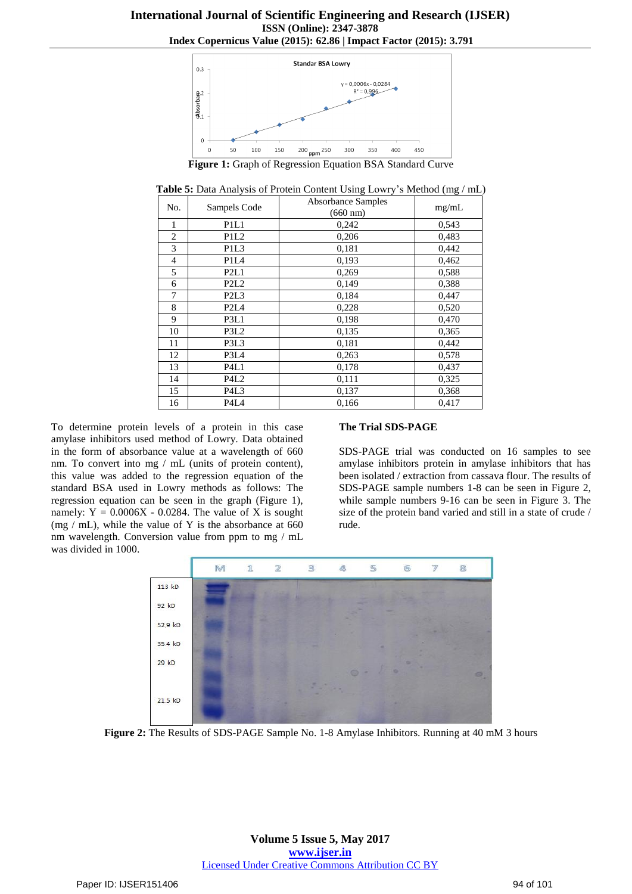**Figure 1:** Graph of Regression Equation BSA Standard Curve

**Table 5:** Data Analysis of Protein Content Using Lowry's Method (mg / mL)

| No. | Sampels Code | Absorbance Samples (660 nm) | mg/mL |
|---|---|---|---|
| 1 | P1L1 | 0,242 | 0,543 |
| 2 | P1L2 | 0,206 | 0,483 |
| 3 | P1L3 | 0,181 | 0,442 |
| 4 | P1L4 | 0,193 | 0,462 |
| 5 | P2L1 | 0,269 | 0,588 |
| 6 | P2L2 | 0,149 | 0,388 |
| 7 | P2L3 | 0,184 | 0,447 |
| 8 | P2L4 | 0,228 | 0,520 |
| 9 | P3L1 | 0,198 | 0,470 |
| 10 | P3L2 | 0,135 | 0,365 |
| 11 | P3L3 | 0,181 | 0,442 |
| 12 | P3L4 | 0,263 | 0,578 |
| 13 | P4L1 | 0,178 | 0,437 |
| 14 | P4L2 | 0,111 | 0,325 |
| 15 | P4L3 | 0,137 | 0,368 |
| 16 | P4L4 | 0,166 | 0,417 |

To determine protein levels of a protein in this case amylase inhibitors used method of Lowry. Data obtained in the form of absorbance value at a wavelength of 660 nm. To convert into mg / mL (units of protein content), this value was added to the regression equation of the standard BSA used in Lowry methods as follows: The regression equation can be seen in the graph (Figure 1), namely: $Y = 0.0006X - 0.0284$. The value of X is sought (mg / mL), while the value of Y is the absorbance at 660 nm wavelength. Conversion value from ppm to mg / mL was divided in 1000.

**The Trial SDS-PAGE**

SDS-PAGE trial was conducted on 16 samples to see amylase inhibitors protein in amylase inhibitors that has been isolated / extraction from cassava flour. The results of SDS-PAGE sample numbers 1-8 can be seen in Figure 2, while sample numbers 9-16 can be seen in Figure 3. The size of the protein band varied and still in a state of crude / rude.

**Figure 2:** The Results of SDS-PAGE Sample No. 1-8 Amylase Inhibitors. Running at 40 mM 3 hours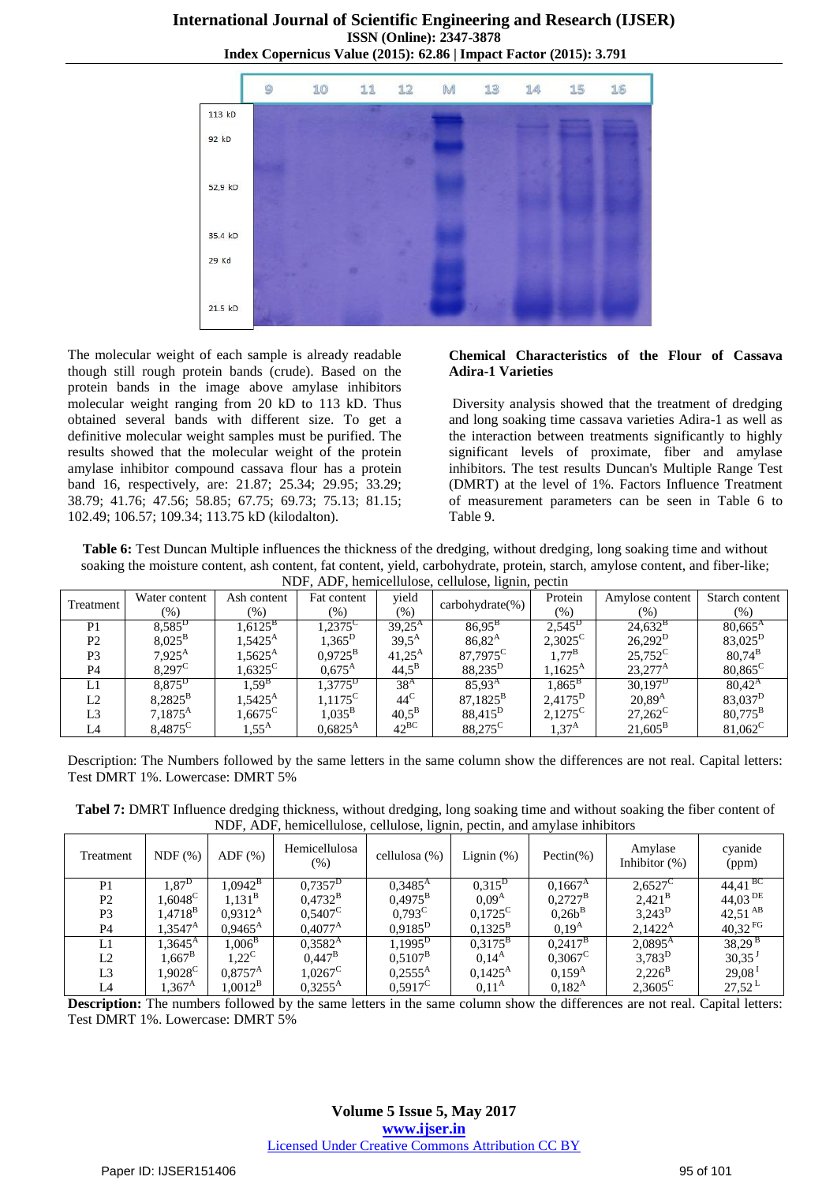The molecular weight of each sample is already readable though still rough protein bands (crude). Based on the protein bands in the image above amylase inhibitors molecular weight ranging from 20 kD to 113 kD. Thus obtained several bands with different size. To get a definitive molecular weight samples must be purified. The results showed that the molecular weight of the protein amylase inhibitor compound cassava flour has a protein band 16, respectively, are: 21.87; 25.34; 29.95; 33.29; 38.79; 41.76; 47.56; 58.85; 67.75; 69.73; 75.13; 81.15; 102.49; 106.57; 109.34; 113.75 kD (kilodalton).

**Chemical Characteristics of the Flour of Cassava Adira-1 Varieties**

Diversity analysis showed that the treatment of dredging and long soaking time cassava varieties Adira-1 as well as the interaction between treatments significantly to highly significant levels of proximate, fiber and amylase inhibitors. The test results Duncan's Multiple Range Test (DMRT) at the level of 1%. Factors Influence Treatment of measurement parameters can be seen in Table 6 to Table 9.

**Table 6:** Test Duncan Multiple influences the thickness of the dredging, without dredging, long soaking time and without soaking the moisture content, ash content, fat content, yield, carbohydrate, protein, starch, amylose content, and fiber-like; NDF, ADF, hemicellulose, cellulose, lignin, pectin

| Treatment | Water content (%) | Ash content (%) | Fat content (%) | yield (%) | carbohydrate(%) | Protein (%) | Amylose content (%) | Starch content (%) |
|---|---|---|---|---|---|---|---|---|
| P1 | 8,585$^{D}$ | 1,6125$^{B}$ | 1,2375$^{C}$ | 39,25$^{A}$ | 86,95$^{B}$ | 2,545$^{D}$ | 24,632$^{B}$ | 80,665$^{A}$ |
| P2 | 8,025$^{B}$ | 1,5425$^{A}$ | 1,365$^{D}$ | 39,5$^{A}$ | 86,82$^{A}$ | 2,3025$^{C}$ | 26,292$^{D}$ | 83,025$^{D}$ |
| P3 | 7,925$^{A}$ | 1,5625$^{A}$ | 0,9725$^{B}$ | 41,25$^{A}$ | 87,7975$^{C}$ | 1,77$^{B}$ | 25,752$^{C}$ | 80,74$^{B}$ |
| P4 | 8,297$^{C}$ | 1,6325$^{C}$ | 0,675$^{A}$ | 44,5$^{B}$ | 88,235$^{D}$ | 1,1625$^{A}$ | 23,277$^{A}$ | 80,865$^{C}$ |
| L1 | 8,875$^{D}$ | 1,59$^{B}$ | 1,3775$^{D}$ | 38$^{A}$ | 85,93$^{A}$ | 1,865$^{B}$ | 30,197$^{D}$ | 80,42$^{A}$ |
| L2 | 8,2825$^{B}$ | 1,5425$^{A}$ | 1,1175$^{C}$ | 44$^{C}$ | 87,1825$^{B}$ | 2,4175$^{D}$ | 20,89$^{A}$ | 83,037$^{D}$ |
| L3 | 7,1875$^{A}$ | 1,6675$^{C}$ | 1,035$^{B}$ | 40,5$^{B}$ | 88,415$^{D}$ | 2,1275$^{C}$ | 27,262$^{C}$ | 80,775$^{B}$ |
| L4 | 8,4875$^{C}$ | 1,55$^{A}$ | 0,6825$^{A}$ | 42$^{BC}$ | 88,275$^{C}$ | 1,37$^{A}$ | 21,605$^{B}$ | 81,062$^{C}$ |

Description: The Numbers followed by the same letters in the same column show the differences are not real. Capital letters: Test DMRT 1%. Lowercase: DMRT 5%

**Tabel 7:** DMRT Influence dredging thickness, without dredging, long soaking time and without soaking the fiber content of NDF, ADF, hemicellulose, cellulose, lignin, pectin, and amylase inhibitors

| Treatment | NDF (%) | ADF (%) | Hemicellulosa (%) | cellulosa (%) | Lignin (%) | Pectin(%) | Amylase Inhibitor (%) | cyanide (ppm) |
|---|---|---|---|---|---|---|---|---|
| P1 | 1,87$^{D}$ | 1,0942$^{B}$ | 0,7357$^{D}$ | 0,3485$^{A}$ | 0,315$^{D}$ | 0,1667$^{A}$ | 2,6527$^{C}$ | 44,41$^{BC}$ |
| P2 | 1,6048$^{C}$ | 1,131$^{B}$ | 0,4732$^{B}$ | 0,4975$^{B}$ | 0,09$^{A}$ | 0,2727$^{B}$ | 2,421$^{B}$ | 44,03$^{DE}$ |
| P3 | 1,4718$^{B}$ | 0,9312$^{A}$ | 0,5407$^{C}$ | 0,793$^{C}$ | 0,1725$^{C}$ | 0,26b$^{B}$ | 3,243$^{D}$ | 42,51$^{AB}$ |
| P4 | 1,3547$^{A}$ | 0,9465$^{A}$ | 0,4077$^{A}$ | 0,9185$^{D}$ | 0,1325$^{B}$ | 0,19$^{A}$ | 2,1422$^{A}$ | 40,32$^{FG}$ |
| L1 | 1,3645$^{A}$ | 1,006$^{B}$ | 0,3582$^{A}$ | 1,1995$^{D}$ | 0,3175$^{B}$ | 0,2417$^{B}$ | 2,0895$^{A}$ | 38,29$^{B}$ |
| L2 | 1,667$^{B}$ | 1,22$^{C}$ | 0,447$^{B}$ | 0,5107$^{B}$ | 0,14$^{A}$ | 0,3067$^{C}$ | 3,783$^{D}$ | 30,35$^{J}$ |
| L3 | 1,9028$^{C}$ | 0,8757$^{A}$ | 1,0267$^{C}$ | 0,2555$^{A}$ | 0,1425$^{A}$ | 0,159$^{A}$ | 2,226$^{B}$ | 29,08$^{I}$ |
| L4 | 1,367$^{A}$ | 1,0012$^{B}$ | 0,3255$^{A}$ | 0,5917$^{C}$ | 0,11$^{A}$ | 0,182$^{A}$ | 2,3605$^{C}$ | 27,52$^{L}$ |

**Description:** The numbers followed by the same letters in the same column show the differences are not real. Capital letters: Test DMRT 1%. Lowercase: DMRT 5%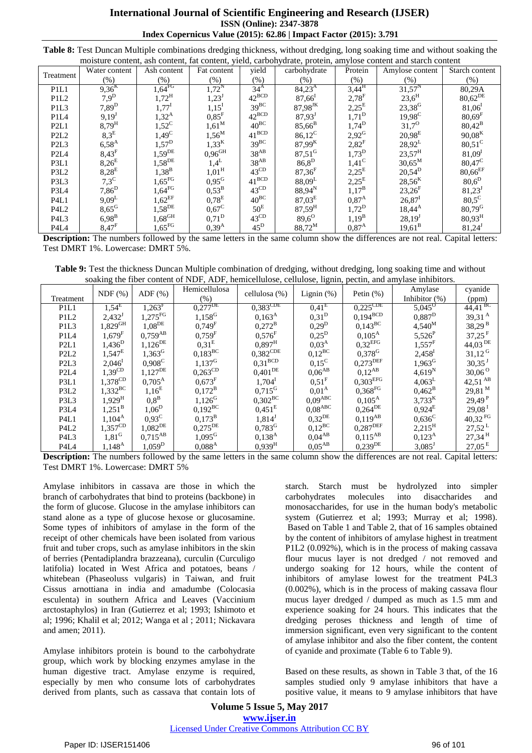**Table 8:** Test Duncan Multiple combinations dredging thickness, without dredging, long soaking time and without soaking the moisture content, ash content, fat content, yield, carbohydrate, protein, amylose content and starch content

| Treatment | Water content (%) | Ash content (%) | Fat content (%) | yield (%) | carbohydrate (%) | Protein (%) | Amylose content (%) | Starch content (%) |
|---|---|---|---|---|---|---|---|---|
| P1L1 | 9,36[K] | 1,64[FG] | 1,72[N] | 34[A] | 84,23[A] | 3,44[H] | 31,57[N] | 80,29A |
| P1L2 | 7,9[D] | 1,72[H] | 1,23[J] | 42[BCD] | 87,66[I] | 2,78[F] | 23,6[H] | 80,62[DE] |
| P1L3 | 7,89[D] | 1,77[I] | 1,15[I] | 39[BC] | 87,98[JK] | 2,25[E] | 23,38[G] | 81,06[I] |
| P1L4 | 9,19[J] | 1,32[A] | 0,85[F] | 42[BCD] | 87,93[J] | 1,71[D] | 19,98[C] | 80,69[F] |
| P2L1 | 8,79[H] | 1,52[C] | 1,61[M] | 40[BC] | 85,66[B] | 1,74[D] | 31,7[O] | 80,42[B] |
| P2L2 | 8,3[E] | 1,49[C] | 1,56[M] | 41[BCD] | 86,12[C] | 2,92[G] | 20,98[E] | 90,08[K] |
| P2L3 | 6,58[A] | 1,57[D] | 1,33[K] | 39[BC] | 87,99[K] | 2,82[F] | 28,92[L] | 80,51[C] |
| P2L4 | 8,43[F] | 1,59[DE] | 0,96[GH] | 38[AB] | 87,51[G] | 1,73[D] | 23,57[H] | 81,09[I] |
| P3L1 | 8,26[E] | 1,58[DE] | 1,4[L] | 38[AB] | 86,8[D] | 1,41[C] | 30,65[M] | 80,47[C] |
| P3L2 | 8,28[E] | 1,38[B] | 1,01[H] | 43[CD] | 87,36[F] | 2,25[E] | 20,54[D] | 80,66[EF] |
| P3L3 | 7,3[C] | 1,65[FG] | 0,95[G] | 41[BCD] | 88,09[L] | 2,25[E] | 28,56[K] | 80,6[D] |
| P3L4 | 7,86[D] | 1,64[FG] | 0,53[B] | 43[CD] | 88,94[N] | 1,17[B] | 23,26[F] | 81,23[J] |
| P4L1 | 9,09[L] | 1,62[EF] | 0,78[E] | 40[BC] | 87,03[E] | 0,87[A] | 26,87[I] | 80,5[C] |
| P4L2 | 8,65[G] | 1,58[DE] | 0,67[C] | 50[E] | 87,59[H] | 1,72[D] | 18,44[A] | 80,79[G] |
| P4L3 | 6,98[B] | 1,68[GH] | 0,71[D] | 43[CD] | 89,6[O] | 1,19[B] | 28,19[J] | 80,93[H] |
| P4L4 | 8,47[F] | 1,65[FG] | 0,39[A] | 45[D] | 88,72[M] | 0,87[A] | 19,61[B] | 81,24[J] |

**Description:** The numbers followed by the same letters in the same column show the differences are not real. Capital letters: Test DMRT 1%. Lowercase: DMRT 5%.

**Table 9:** Test the thickness Duncan Multiple combination of dredging, without dredging, long soaking time and without soaking the fiber content of NDF, ADF, hemicellulose, cellulose, lignin, pectin, and amylase inhibitors.

| Treatment | NDF (%) | ADF (%) | Hemicellulosa (%) | cellulosa (%) | Lignin (%) | Petin (%) | Amylase Inhibitor (%) | cyanide (ppm) |
|---|---|---|---|---|---|---|---|---|
| P1L1 | 1,54[E] | 1,263[F] | 0,277[DE] | 0,383[CDE] | 0,41[E] | 0,225[CDE] | 5,045[O] | 44,41[BC] |
| P1L2 | 2,432[J] | 1,275[FG] | 1,158[G] | 0,163[A] | 0,31[D] | 0,194[BCD] | 0,887[D] | 39,31[A] |
| P1L3 | 1,829[GH] | 1,08[DE] | 0,749[F] | 0,272[B] | 0,29[D] | 0,143[BC] | 4,540[M] | 38,29[B] |
| P1L4 | 1,679[F] | 0,759[AB] | 0,759[F] | 0,576[F] | 0,25[D] | 0,105[A] | 5,526[P] | 37,25[F] |
| P2L1 | 1,436[D] | 1,126[DE] | 0,31[E] | 0,897[H] | 0,03[A] | 0,32[EFG] | 1,557[F] | 44,03[DE] |
| P2L2 | 1,547[E] | 1,363[G] | 0,183[BC] | 0,382[CDE] | 0,12[BC] | 0,378[G] | 2,458[I] | 31,12[G] |
| P2L3 | 2,046[I] | 0,908[C] | 1,137[G] | 0,31[BCD] | 0,15[C] | 0,273[DEF] | 1,963[G] | 30,35[J] |
| P2L4 | 1,39[CD] | 1,127[DE] | 0,263[CD] | 0,401[DE] | 0,06[AB] | 0,12[AB] | 4,619[N] | 30,06[O] |
| P3L1 | 1,378[CD] | 0,705[A] | 0,673[F] | 1,704[I] | 0,51[F] | 0,303[EFG] | 4,063[L] | 42,51[AB] |
| P3L2 | 1,332[BC] | 1,16[E] | 0,172[B] | 0,715[G] | 0,01[A] | 0,368[FG] | 0,462[B] | 29,81[M] |
| P3L3 | 1,929[H] | 0,8[B] | 1,126[G] | 0,302[BC] | 0,09[ABC] | 0,105[A] | 3,733[K] | 29,49[P] |
| P3L4 | 1,251[B] | 1,06[D] | 0,192[BC] | 0,451[E] | 0,08[ABC] | 0,264[DE] | 0,924[E] | 29,08[I] |
| P4L1 | 1,104[A] | 0,93[C] | 0,173[B] | 1,814[J] | 0,32[DE] | 0,119[AB] | 0,636[C] | 40,32[FG] |
| P4L2 | 1,357[CD] | 1,082[DE] | 0,275[DE] | 0,783[G] | 0,12[BC] | 0,287[DEF] | 2,215[H] | 27,52[L] |
| P4L3 | 1,81[G] | 0,715[AB] | 1,095[G] | 0,138[A] | 0,04[AB] | 0,115[AB] | 0,123[A] | 27,34[H] |
| P4L4 | 1,148[A] | 1,059[D] | 0,088[A] | 0,939[H] | 0,05[AB] | 0,239[DE] | 3,085[J] | 27,05[E] |

**Description:** The numbers followed by the same letters in the same column show the differences are not real. Capital letters: Test DMRT 1%. Lowercase: DMRT 5%

Amylase inhibitors in cassava are those in which the branch of carbohydrates that bind to proteins (backbone) in the form of glucose. Glucose in the amylase inhibitors can stand alone as a type of glucose hexose or glucosamine. Some types of inhibitors of amylase in the form of the receipt of other chemicals have been isolated from various fruit and tuber crops, such as amylase inhibitors in the skin of berries (Pentadiplandra brazzeana), curculin (Curculigo latifolia) located in West Africa and potatoes, beans / whitebean (Phaseoluss vulgaris) in Taiwan, and fruit Cissus arnottiana in india and amadumbe (Colocasia esculenta) in southern Africa and Leaves (Vaccinium arctostaphylos) in Iran (Gutierrez et al; 1993; Ishimoto et al; 1996; Khalil et al; 2012; Wanga et al ; 2011; Nickavara and amen; 2011).

Amylase inhibitors protein is bound to the carbohydrate group, which work by blocking enzymes amylase in the human digestive tract. Amylase enzyme is required, especially by men who consume lots of carbohydrates derived from plants, such as cassava that contain lots of starch. Starch must be hydrolyzed into simpler carbohydrates molecules into disaccharides and monosaccharides, for use in the human body's metabolic system (Gutierrez et al; 1993; Murray et al; 1998). Based on Table 1 and Table 2, that of 16 samples obtained by the content of inhibitors of amylase highest in treatment P1L2 (0.092%), which is in the process of making cassava flour mucus layer is not dredged / not removed and undergo soaking for 12 hours, while the content of inhibitors of amylase lowest for the treatment P4L3 (0.002%), which is in the process of making cassava flour mucus layer dredged / dumped as much as 1.5 mm and experience soaking for 24 hours. This indicates that the dredging peroses thickness and length of time of immersion significant, even very significant to the content of amylase inhibitor and also the fiber content, the content of cyanide and proximate (Table 6 to Table 9).

Based on these results, as shown in Table 3 that, of the 16 samples studied only 9 amylase inhibitors that have a positive value, it means to 9 amylase inhibitors that have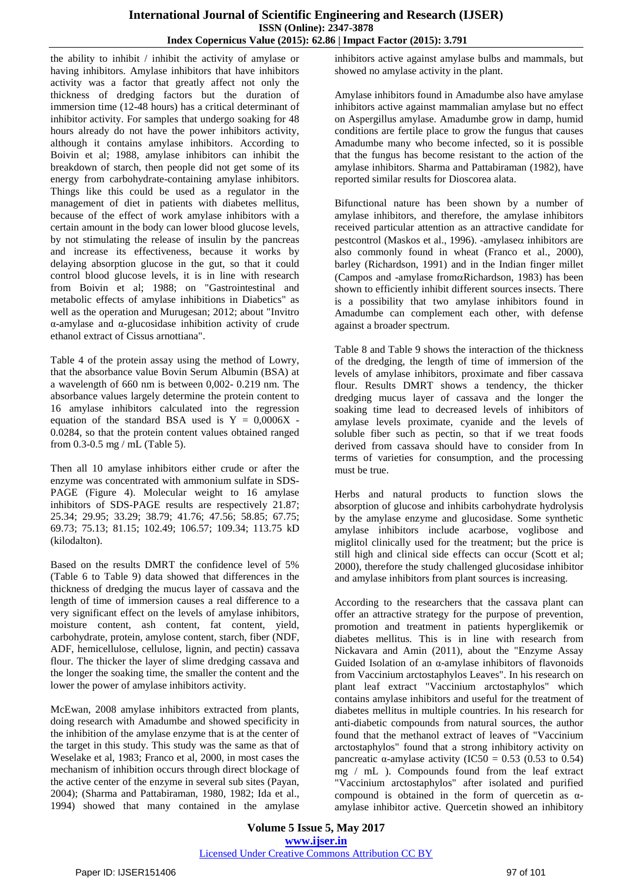the ability to inhibit / inhibit the activity of amylase or having inhibitors. Amylase inhibitors that have inhibitors activity was a factor that greatly affect not only the thickness of dredging factors but the duration of immersion time (12-48 hours) has a critical determinant of inhibitor activity. For samples that undergo soaking for 48 hours already do not have the power inhibitors activity, although it contains amylase inhibitors. According to Boivin et al; 1988, amylase inhibitors can inhibit the breakdown of starch, then people did not get some of its energy from carbohydrate-containing amylase inhibitors. Things like this could be used as a regulator in the management of diet in patients with diabetes mellitus, because of the effect of work amylase inhibitors with a certain amount in the body can lower blood glucose levels, by not stimulating the release of insulin by the pancreas and increase its effectiveness, because it works by delaying absorption glucose in the gut, so that it could control blood glucose levels, it is in line with research from Boivin et al; 1988; on "Gastrointestinal and metabolic effects of amylase inhibitions in Diabetics" as well as the operation and Murugesan; 2012; about "Invitro α-amylase and α-glucosidase inhibition activity of crude ethanol extract of Cissus arnottiana".

Table 4 of the protein assay using the method of Lowry, that the absorbance value Bovin Serum Albumin (BSA) at a wavelength of 660 nm is between 0,002- 0.219 nm. The absorbance values largely determine the protein content to 16 amylase inhibitors calculated into the regression equation of the standard BSA used is $Y = 0,0006X - 0.0284$, so that the protein content values obtained ranged from 0.3-0.5 mg / mL (Table 5).

Then all 10 amylase inhibitors either crude or after the enzyme was concentrated with ammonium sulfate in SDS-PAGE (Figure 4). Molecular weight to 16 amylase inhibitors of SDS-PAGE results are respectively 21.87; 25.34; 29.95; 33.29; 38.79; 41.76; 47.56; 58.85; 67.75; 69.73; 75.13; 81.15; 102.49; 106.57; 109.34; 113.75 kD (kilodalton).

Based on the results DMRT the confidence level of 5% (Table 6 to Table 9) data showed that differences in the thickness of dredging the mucus layer of cassava and the length of time of immersion causes a real difference to a very significant effect on the levels of amylase inhibitors, moisture content, ash content, fat content, yield, carbohydrate, protein, amylose content, starch, fiber (NDF, ADF, hemicellulose, cellulose, lignin, and pectin) cassava flour. The thicker the layer of slime dredging cassava and the longer the soaking time, the smaller the content and the lower the power of amylase inhibitors activity.

McEwan, 2008 amylase inhibitors extracted from plants, doing research with Amadumbe and showed specificity in the inhibition of the amylase enzyme that is at the center of the target in this study. This study was the same as that of Weselake et al, 1983; Franco et al, 2000, in most cases the mechanism of inhibition occurs through direct blockage of the active center of the enzyme in several sub sites (Payan, 2004); (Sharma and Pattabiraman, 1980, 1982; Ida et al., 1994) showed that many contained in the amylase inhibitors active against amylase bulbs and mammals, but showed no amylase activity in the plant.

Amylase inhibitors found in Amadumbe also have amylase inhibitors active against mammalian amylase but no effect on Aspergillus amylase. Amadumbe grow in damp, humid conditions are fertile place to grow the fungus that causes Amadumbe many who become infected, so it is possible that the fungus has become resistant to the action of the amylase inhibitors. Sharma and Pattabiraman (1982), have reported similar results for Dioscorea alata.

Bifunctional nature has been shown by a number of amylase inhibitors, and therefore, the amylase inhibitors received particular attention as an attractive candidate for pestcontrol (Maskos et al., 1996). -amylaseα inhibitors are also commonly found in wheat (Franco et al., 2000), barley (Richardson, 1991) and in the Indian finger millet (Campos and -amylase fromαRichardson, 1983) has been shown to efficiently inhibit different sources insects. There is a possibility that two amylase inhibitors found in Amadumbe can complement each other, with defense against a broader spectrum.

Table 8 and Table 9 shows the interaction of the thickness of the dredging, the length of time of immersion of the levels of amylase inhibitors, proximate and fiber cassava flour. Results DMRT shows a tendency, the thicker dredging mucus layer of cassava and the longer the soaking time lead to decreased levels of inhibitors of amylase levels proximate, cyanide and the levels of soluble fiber such as pectin, so that if we treat foods derived from cassava should have to consider from In terms of varieties for consumption, and the processing must be true.

Herbs and natural products to function slows the absorption of glucose and inhibits carbohydrate hydrolysis by the amylase enzyme and glucosidase. Some synthetic amylase inhibitors include acarbose, voglibose and miglitol clinically used for the treatment; but the price is still high and clinical side effects can occur (Scott et al; 2000), therefore the study challenged glucosidase inhibitor and amylase inhibitors from plant sources is increasing.

According to the researchers that the cassava plant can offer an attractive strategy for the purpose of prevention, promotion and treatment in patients hyperglikemik or diabetes mellitus. This is in line with research from Nickavara and Amin (2011), about the "Enzyme Assay Guided Isolation of an α-amylase inhibitors of flavonoids from Vaccinium arctostaphylos Leaves". In his research on plant leaf extract "Vaccinium arctostaphylos" which contains amylase inhibitors and useful for the treatment of diabetes mellitus in multiple countries. In his research for anti-diabetic compounds from natural sources, the author found that the methanol extract of leaves of "Vaccinium arctostaphylos" found that a strong inhibitory activity on pancreatic α-amylase activity ($IC_{50}$ = 0.53 (0.53 to 0.54) mg / mL ). Compounds found from the leaf extract "Vaccinium arctostaphylos" after isolated and purified compound is obtained in the form of quercetin as α-amylase inhibitor active. Quercetin showed an inhibitory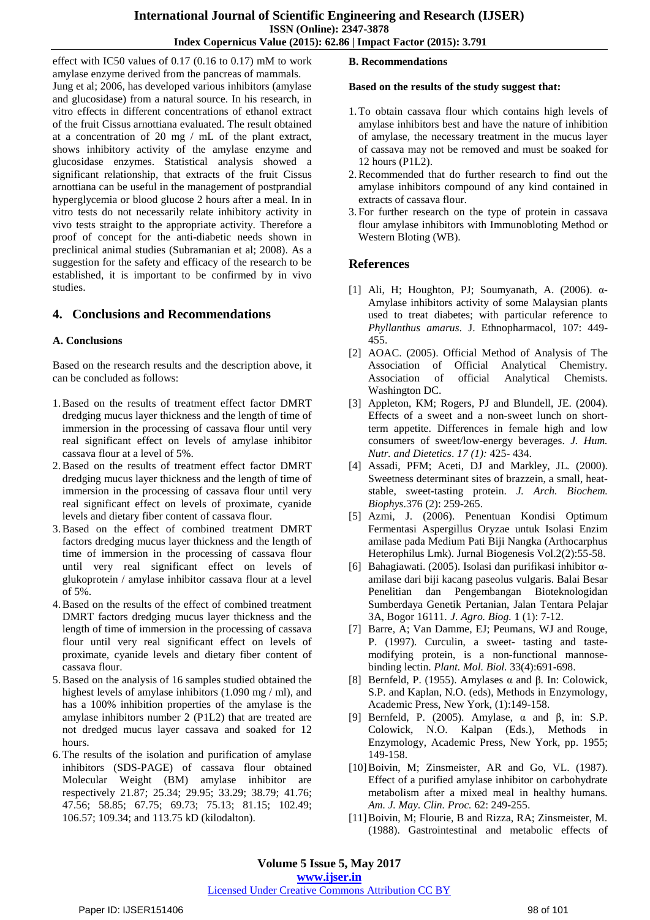effect with IC50 values of 0.17 (0.16 to 0.17) mM to work amylase enzyme derived from the pancreas of mammals. Jung et al; 2006, has developed various inhibitors (amylase and glucosidase) from a natural source. In his research, in vitro effects in different concentrations of ethanol extract of the fruit Cissus arnottiana evaluated. The result obtained at a concentration of 20 mg / mL of the plant extract, shows inhibitory activity of the amylase enzyme and glucosidase enzymes. Statistical analysis showed a significant relationship, that extracts of the fruit Cissus arnottiana can be useful in the management of postprandial hyperglycemia or blood glucose 2 hours after a meal. In in vitro tests do not necessarily relate inhibitory activity in vivo tests straight to the appropriate activity. Therefore a proof of concept for the anti-diabetic needs shown in preclinical animal studies (Subramanian et al; 2008). As a suggestion for the safety and efficacy of the research to be established, it is important to be confirmed by in vivo studies.

## 4. Conclusions and Recommendations

### A. Conclusions

Based on the research results and the description above, it can be concluded as follows:

1. Based on the results of treatment effect factor DMRT dredging mucus layer thickness and the length of time of immersion in the processing of cassava flour until very real significant effect on levels of amylase inhibitor cassava flour at a level of 5%.
2. Based on the results of treatment effect factor DMRT dredging mucus layer thickness and the length of time of immersion in the processing of cassava flour until very real significant effect on levels of proximate, cyanide levels and dietary fiber content of cassava flour.
3. Based on the effect of combined treatment DMRT factors dredging mucus layer thickness and the length of time of immersion in the processing of cassava flour until very real significant effect on levels of glukoprotein / amylase inhibitor cassava flour at a level of 5%.
4. Based on the results of the effect of combined treatment DMRT factors dredging mucus layer thickness and the length of time of immersion in the processing of cassava flour until very real significant effect on levels of proximate, cyanide levels and dietary fiber content of cassava flour.
5. Based on the analysis of 16 samples studied obtained the highest levels of amylase inhibitors (1.090 mg / ml), and has a 100% inhibition properties of the amylase is the amylase inhibitors number 2 (P1L2) that are treated are not dredged mucus layer cassava and soaked for 12 hours.
6. The results of the isolation and purification of amylase inhibitors (SDS-PAGE) of cassava flour obtained Molecular Weight (BM) amylase inhibitor are respectively 21.87; 25.34; 29.95; 33.29; 38.79; 41.76; 47.56; 58.85; 67.75; 69.73; 75.13; 81.15; 102.49; 106.57; 109.34; and 113.75 kD (kilodalton).

### B. Recommendations

**Based on the results of the study suggest that:**

1. To obtain cassava flour which contains high levels of amylase inhibitors best and have the nature of inhibition of amylase, the necessary treatment in the mucus layer of cassava may not be removed and must be soaked for 12 hours (P1L2).
2. Recommended that do further research to find out the amylase inhibitors compound of any kind contained in extracts of cassava flour.
3. For further research on the type of protein in cassava flour amylase inhibitors with Immunobloting Method or Western Bloting (WB).

## References

[1] Ali, H; Houghton, PJ; Soumyanath, A. (2006). α-Amylase inhibitors activity of some Malaysian plants used to treat diabetes; with particular reference to *Phyllanthus amarus*. J. Ethnopharmacol, 107: 449-455.

[2] AOAC. (2005). Official Method of Analysis of The Association of Official Analytical Chemistry. Association of official Analytical Chemists. Washington DC.

[3] Appleton, KM; Rogers, PJ and Blundell, JE. (2004). Effects of a sweet and a non-sweet lunch on short-term appetite. Differences in female high and low consumers of sweet/low-energy beverages. *J. Hum. Nutr. and Dietetics*. *17 (1):* 425- 434.

[4] Assadi, PFM; Aceti, DJ and Markley, JL. (2000). Sweetness determinant sites of brazzein, a small, heat-stable, sweet-tasting protein. *J. Arch. Biochem. Biophys*.376 (2): 259-265.

[5] Azmi, J. (2006). Penentuan Kondisi Optimum Fermentasi Aspergillus Oryzae untuk Isolasi Enzim amilase pada Medium Pati Biji Nangka (Arthocarphus Heterophilus Lmk). Jurnal Biogenesis Vol.2(2):55-58.

[6] Bahagiawati. (2005). Isolasi dan purifikasi inhibitor α-amilase dari biji kacang paseolus vulgaris. Balai Besar Penelitian dan Pengembangan Bioteknologidan Sumberdaya Genetik Pertanian, Jalan Tentara Pelajar 3A, Bogor 16111. *J. Agro. Biog.* 1 (1): 7-12.

[7] Barre, A; Van Damme, EJ; Peumans, WJ and Rouge, P. (1997). Curculin, a sweet- tasting and taste-modifying protein, is a non-functional mannose-binding lectin. *Plant. Mol. Biol.* 33(4):691-698.

[8] Bernfeld, P. (1955). Amylases α and β. In: Colowick, S.P. and Kaplan, N.O. (eds), Methods in Enzymology, Academic Press, New York, (1):149-158.

[9] Bernfeld, P. (2005). Amylase, α and β, in: S.P. Colowick, N.O. Kalpan (Eds.), Methods in Enzymology, Academic Press, New York, pp. 1955; 149-158.

[10] Boivin, M; Zinsmeister, AR and Go, VL. (1987). Effect of a purified amylase inhibitor on carbohydrate metabolism after a mixed meal in healthy humans. *Am. J. May. Clin. Proc.* 62: 249-255.

[11] Boivin, M; Flourie, B and Rizza, RA; Zinsmeister, M. (1988). Gastrointestinal and metabolic effects of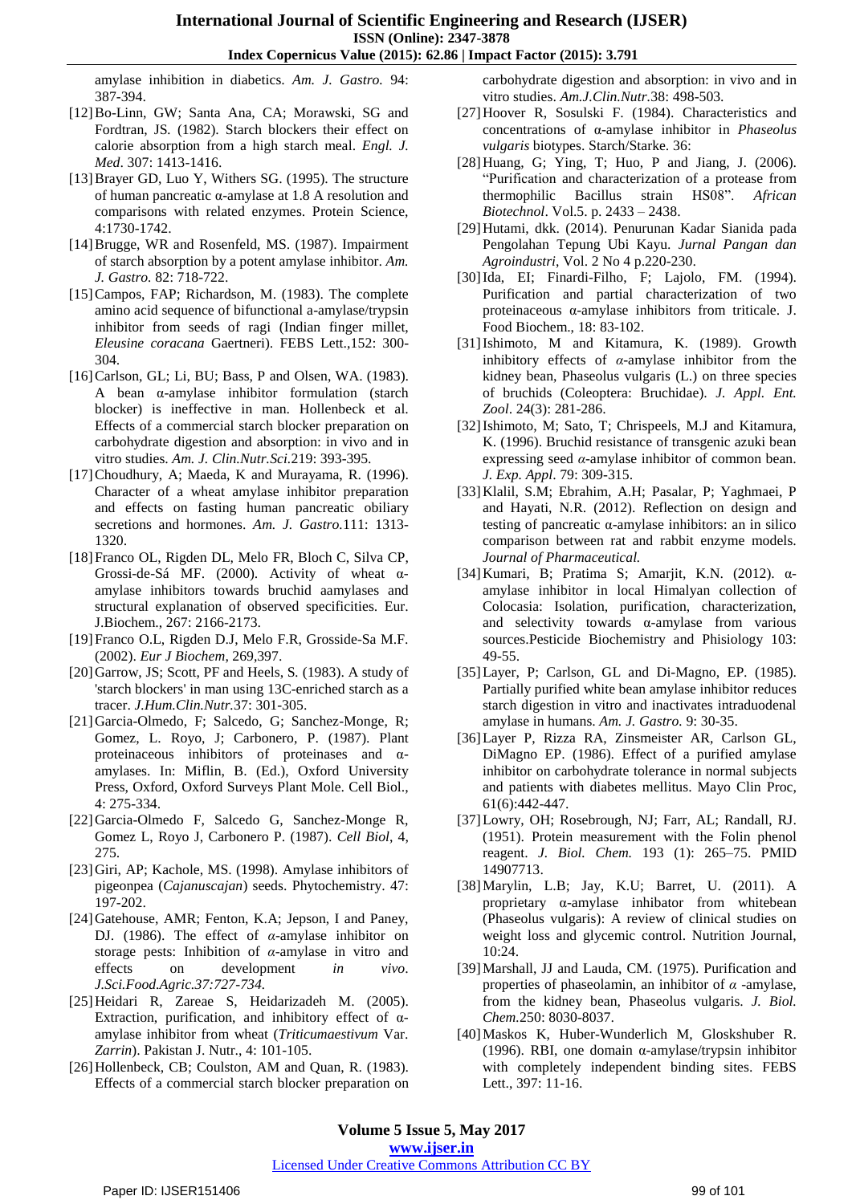amylase inhibition in diabetics. *Am. J. Gastro.* 94: 387-394.

[12] Bo-Linn, GW; Santa Ana, CA; Morawski, SG and Fordtran, JS. (1982). Starch blockers their effect on calorie absorption from a high starch meal. *Engl. J. Med*. 307: 1413-1416.

[13] Brayer GD, Luo Y, Withers SG. (1995). The structure of human pancreatic α-amylase at 1.8 A resolution and comparisons with related enzymes. Protein Science, 4:1730-1742.

[14] Brugge, WR and Rosenfeld, MS. (1987). Impairment of starch absorption by a potent amylase inhibitor. *Am. J. Gastro.* 82: 718-722.

[15] Campos, FAP; Richardson, M. (1983). The complete amino acid sequence of bifunctional a-amylase/trypsin inhibitor from seeds of ragi (Indian finger millet, *Eleusine coracana* Gaertneri). FEBS Lett.,152: 300-304.

[16] Carlson, GL; Li, BU; Bass, P and Olsen, WA. (1983). A bean α-amylase inhibitor formulation (starch blocker) is ineffective in man. Hollenbeck et al. Effects of a commercial starch blocker preparation on carbohydrate digestion and absorption: in vivo and in vitro studies. *Am. J. Clin.Nutr.Sci.*219: 393-395.

[17] Choudhury, A; Maeda, K and Murayama, R. (1996). Character of a wheat amylase inhibitor preparation and effects on fasting human pancreatic obiliary secretions and hormones. *Am. J. Gastro.*111: 1313-1320.

[18] Franco OL, Rigden DL, Melo FR, Bloch C, Silva CP, Grossi-de-Sá MF. (2000). Activity of wheat α-amylase inhibitors towards bruchid aamylases and structural explanation of observed specificities. Eur. J.Biochem., 267: 2166-2173.

[19] Franco O.L, Rigden D.J, Melo F.R, Grosside-Sa M.F. (2002). *Eur J Biochem*, 269,397.

[20] Garrow, JS; Scott, PF and Heels, S. (1983). A study of 'starch blockers' in man using 13C-enriched starch as a tracer. *J.Hum.Clin.Nutr.*37: 301-305.

[21] Garcia-Olmedo, F; Salcedo, G; Sanchez-Monge, R; Gomez, L. Royo, J; Carbonero, P. (1987). Plant proteinaceous inhibitors of proteinases and α-amylases. In: Miflin, B. (Ed.), Oxford University Press, Oxford, Oxford Surveys Plant Mole. Cell Biol., 4: 275-334.

[22] Garcia-Olmedo F, Salcedo G, Sanchez-Monge R, Gomez L, Royo J, Carbonero P. (1987). *Cell Biol*, 4, 275.

[23] Giri, AP; Kachole, MS. (1998). Amylase inhibitors of pigeonpea (*Cajanuscajan*) seeds. Phytochemistry. 47: 197-202.

[24] Gatehouse, AMR; Fenton, K.A; Jepson, I and Paney, DJ. (1986). The effect of *α*-amylase inhibitor on storage pests: Inhibition of *α*-amylase in vitro and effects on development *in vivo*. *J.Sci.Food.Agric.37:727-734.*

[25] Heidari R, Zareae S, Heidarizadeh M. (2005). Extraction, purification, and inhibitory effect of α-amylase inhibitor from wheat (*Triticumaestivum* Var. *Zarrin*). Pakistan J. Nutr., 4: 101-105.

[26] Hollenbeck, CB; Coulston, AM and Quan, R. (1983). Effects of a commercial starch blocker preparation on carbohydrate digestion and absorption: in vivo and in vitro studies. *Am.J.Clin.Nutr*.38: 498-503.

[27] Hoover R, Sosulski F. (1984). Characteristics and concentrations of α-amylase inhibitor in *Phaseolus vulgaris* biotypes. Starch/Starke. 36:

[28] Huang, G; Ying, T; Huo, P and Jiang, J. (2006). "Purification and characterization of a protease from thermophilic Bacillus strain HS08". *African Biotechnol*. Vol.5. p. 2433 – 2438.

[29] Hutami, dkk. (2014). Penurunan Kadar Sianida pada Pengolahan Tepung Ubi Kayu. *Jurnal Pangan dan Agroindustri*, Vol. 2 No 4 p.220-230.

[30] Ida, EI; Finardi-Filho, F; Lajolo, FM. (1994). Purification and partial characterization of two proteinaceous α-amylase inhibitors from triticale. J. Food Biochem., 18: 83-102.

[31] Ishimoto, M and Kitamura, K. (1989). Growth inhibitory effects of *α*-amylase inhibitor from the kidney bean, Phaseolus vulgaris (L.) on three species of bruchids (Coleoptera: Bruchidae). *J. Appl. Ent. Zool*. 24(3): 281-286.

[32] Ishimoto, M; Sato, T; Chrispeels, M.J and Kitamura, K. (1996). Bruchid resistance of transgenic azuki bean expressing seed *α*-amylase inhibitor of common bean. *J. Exp. Appl*. 79: 309-315.

[33] Klalil, S.M; Ebrahim, A.H; Pasalar, P; Yaghmaei, P and Hayati, N.R. (2012). Reflection on design and testing of pancreatic α-amylase inhibitors: an in silico comparison between rat and rabbit enzyme models. *Journal of Pharmaceutical.*

[34] Kumari, B; Pratima S; Amarjit, K.N. (2012). α-amylase inhibitor in local Himalyan collection of Colocasia: Isolation, purification, characterization, and selectivity towards α-amylase from various sources.Pesticide Biochemistry and Phisiology 103: 49-55.

[35] Layer, P; Carlson, GL and Di-Magno, EP. (1985). Partially purified white bean amylase inhibitor reduces starch digestion in vitro and inactivates intraduodenal amylase in humans. *Am. J. Gastro.* 9: 30-35.

[36] Layer P, Rizza RA, Zinsmeister AR, Carlson GL, DiMagno EP. (1986). Effect of a purified amylase inhibitor on carbohydrate tolerance in normal subjects and patients with diabetes mellitus. Mayo Clin Proc, 61(6):442-447.

[37] Lowry, OH; Rosebrough, NJ; Farr, AL; Randall, RJ. (1951). Protein measurement with the Folin phenol reagent. *J. Biol. Chem.* 193 (1): 265–75. PMID 14907713.

[38] Marylin, L.B; Jay, K.U; Barret, U. (2011). A proprietary α-amylase inhibator from whitebean (Phaseolus vulgaris): A review of clinical studies on weight loss and glycemic control. Nutrition Journal, 10:24.

[39] Marshall, JJ and Lauda, CM. (1975). Purification and properties of phaseolamin, an inhibitor of *α* -amylase, from the kidney bean, Phaseolus vulgaris. *J. Biol. Chem.*250: 8030-8037.

[40] Maskos K, Huber-Wunderlich M, Glosksbuber R. (1996). RBI, one domain α-amylase/trypsin inhibitor with completely independent binding sites. FEBS Lett., 397: 11-16.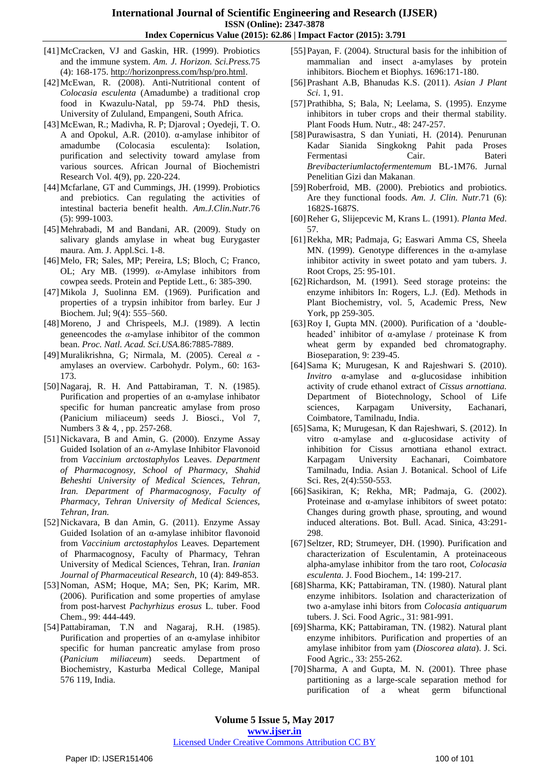[41] McCracken, VJ and Gaskin, HR. (1999). Probiotics and the immune system. *Am. J. Horizon. Sci.Press.*75 (4): 168-175. http://horizonpress.com/hsp/pro.html.

[42] McEwan, R. (2008). Anti-Nutritional content of *Colocasia esculenta* (Amadumbe) a traditional crop food in Kwazulu-Natal, pp 59-74. PhD thesis, University of Zululand, Empangeni, South Africa.

[43] McEwan, R.; Madivha, R. P; Djaroval ; Oyedeji, T. O. A and Opokul, A.R. (2010). α-amylase inhibitor of amadumbe (Colocasia esculenta): Isolation, purification and selectivity toward amylase from various sources. African Journal of Biochemistri Research Vol. 4(9), pp. 220-224.

[44] Mcfarlane, GT and Cummings, JH. (1999). Probiotics and prebiotics. Can regulating the activities of intestinal bacteria benefit health. *Am.J.Clin.Nutr.*76 (5): 999-1003.

[45] Mehrabadi, M and Bandani, AR. (2009). Study on salivary glands amylase in wheat bug Eurygaster maura. Am. J. Appl.Sci. 1-8.

[46] Melo, FR; Sales, MP; Pereira, LS; Bloch, C; Franco, OL; Ary MB. (1999). *α*-Amylase inhibitors from cowpea seeds. Protein and Peptide Lett., 6: 385-390.

[47] Mikola J, Suolinna EM. (1969). Purification and properties of a trypsin inhibitor from barley. Eur J Biochem. Jul; 9(4): 555–560.

[48] Moreno, J and Chrispeels, M.J. (1989). A lectin geneencodes the *α*-amylase inhibitor of the common bean. *Proc. Natl. Acad. Sci.USA.*86:7885-7889.

[49] Muralikrishna, G; Nirmala, M. (2005). Cereal *α* - amylases an overview. Carbohydr. Polym., 60: 163-173.

[50] Nagaraj, R. H. And Pattabiraman, T. N. (1985). Purification and properties of an α-amylase inhibator specific for human pancreatic amylase from proso (Panicium miliaceum) seeds J. Biosci., Vol 7, Numbers 3 & 4, , pp. 257-268.

[51] Nickavara, B and Amin, G. (2000). Enzyme Assay Guided Isolation of an *α*-Amylase Inhibitor Flavonoid from *Vaccinium arctostaphylos* Leaves. *Department of Pharmacognosy, School of Pharmacy, Shahid Beheshti University of Medical Sciences, Tehran, Iran. Department of Pharmacognosy, Faculty of Pharmacy, Tehran University of Medical Sciences, Tehran, Iran.*

[52] Nickavara, B dan Amin, G. (2011). Enzyme Assay Guided Isolation of an α-amylase inhibitor flavonoid from *Vaccinium arctostaphylos* Leaves. Departement of Pharmacognosy, Faculty of Pharmacy, Tehran University of Medical Sciences, Tehran, Iran. *Iranian Journal of Pharmaceutical Research*, 10 (4): 849-853.

[53] Noman, ASM; Hoque, MA; Sen, PK; Karim, MR. (2006). Purification and some properties of amylase from post-harvest *Pachyrhizus erosus* L. tuber. Food Chem., 99: 444-449.

[54] Pattabiraman, T.N and Nagaraj, R.H. (1985). Purification and properties of an α-amylase inhibitor specific for human pancreatic amylase from proso (*Panicium miliaceum*) seeds. Department of Biochemistry, Kasturba Medical College, Manipal 576 119, India.

[55] Payan, F. (2004). Structural basis for the inhibition of mammalian and insect a-amylases by protein inhibitors. Biochem et Biophys. 1696:171-180.

[56] Prashant A.B, Bhanudas K.S. (2011). *Asian J Plant Sci*. 1, 91.

[57] Prathibha, S; Bala, N; Leelama, S. (1995). Enzyme inhibitors in tuber crops and their thermal stability. Plant Foods Hum. Nutr., 48: 247-257.

[58] Purawisastra, S dan Yuniati, H. (2014). Penurunan Kadar Sianida Singkokng Pahit pada Proses Fermentasi Cair. Bateri *Brevibacteriumlactofermentemum* BL-1M76. Jurnal Penelitian Gizi dan Makanan.

[59] Roberfroid, MB. (2000). Prebiotics and probiotics. Are they functional foods. *Am. J. Clin. Nutr.*71 (6): 1682S-1687S.

[60] Reher G, Slijepcevic M, Krans L. (1991). *Planta Med*. 57.

[61] Rekha, MR; Padmaja, G; Easwari Amma CS, Sheela MN. (1999). Genotype differences in the α-amylase inhibitor activity in sweet potato and yam tubers. J. Root Crops, 25: 95-101.

[62] Richardson, M. (1991). Seed storage proteins: the enzyme inhibitors In: Rogers, L.J. (Ed). Methods in Plant Biochemistry, vol. 5, Academic Press, New York, pp 259-305.

[63] Roy I, Gupta MN. (2000). Purification of a 'double-headed' inhibitor of α-amylase / proteinase K from wheat germ by expanded bed chromatography. Bioseparation, 9: 239-45.

[64] Sama K; Murugesan, K and Rajeshwari S. (2010). *Invitro* α-amylase and α-glucosidase inhibition activity of crude ethanol extract of *Cissus arnottiana.* Department of Biotechnology, School of Life sciences, Karpagam University, Eachanari, Coimbatore, Tamilnadu, India.

[65] Sama, K; Murugesan, K dan Rajeshwari, S. (2012). In vitro α-amylase and α-glucosidase activity of inhibition for Cissus arnottiana ethanol extract. Karpagam University Eachanari, Coimbatore Tamilnadu, India. Asian J. Botanical. School of Life Sci. Res, 2(4):550-553.

[66] Sasikiran, K; Rekha, MR; Padmaja, G. (2002). Proteinase and α-amylase inhibitors of sweet potato: Changes during growth phase, sprouting, and wound induced alterations. Bot. Bull. Acad. Sinica, 43:291-298.

[67] Seltzer, RD; Strumeyer, DH. (1990). Purification and characterization of Esculentamin, A proteinaceous alpha-amylase inhibitor from the taro root, *Colocasia esculenta.* J. Food Biochem., 14: 199-217.

[68] Sharma, KK; Pattabiraman, TN. (1980). Natural plant enzyme inhibitors. Isolation and characterization of two a-amylase inhi bitors from *Colocasia antiquarum* tubers. J. Sci. Food Agric., 31: 981-991.

[69] Sharma, KK; Pattabiraman, TN. (1982). Natural plant enzyme inhibitors. Purification and properties of an amylase inhibitor from yam (*Dioscorea alata*). J. Sci. Food Agric., 33: 255-262.

[70] Sharma, A and Gupta, M. N. (2001). Three phase partitioning as a large-scale separation method for purification of a wheat germ bifunctional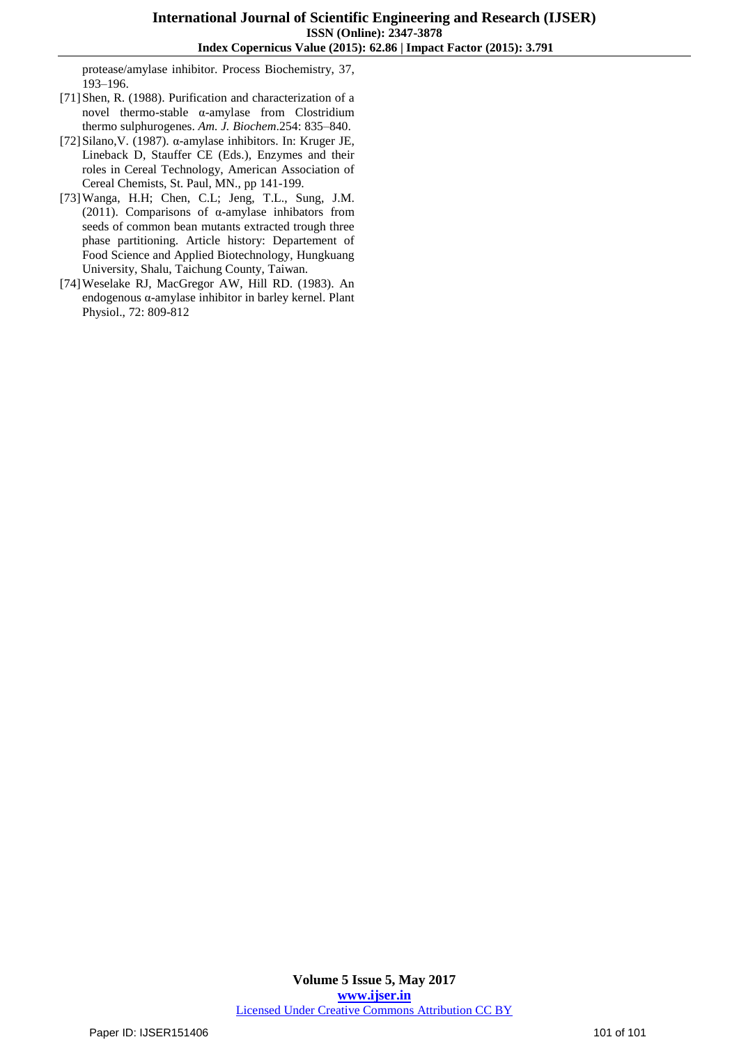protease/amylase inhibitor. Process Biochemistry, 37, 193–196.

[71] Shen, R. (1988). Purification and characterization of a novel thermo-stable α-amylase from Clostridium thermo sulphurogenes. *Am. J. Biochem.*254: 835–840.

[72] Silano,V. (1987). α-amylase inhibitors. In: Kruger JE, Lineback D, Stauffer CE (Eds.), Enzymes and their roles in Cereal Technology, American Association of Cereal Chemists, St. Paul, MN., pp 141-199.

[73] Wanga, H.H; Chen, C.L; Jeng, T.L., Sung, J.M. (2011). Comparisons of α-amylase inhibators from seeds of common bean mutants extracted trough three phase partitioning. Article history: Departement of Food Science and Applied Biotechnology, Hungkuang University, Shalu, Taichung County, Taiwan.

[74] Weselake RJ, MacGregor AW, Hill RD. (1983). An endogenous α-amylase inhibitor in barley kernel. Plant Physiol., 72: 809-812